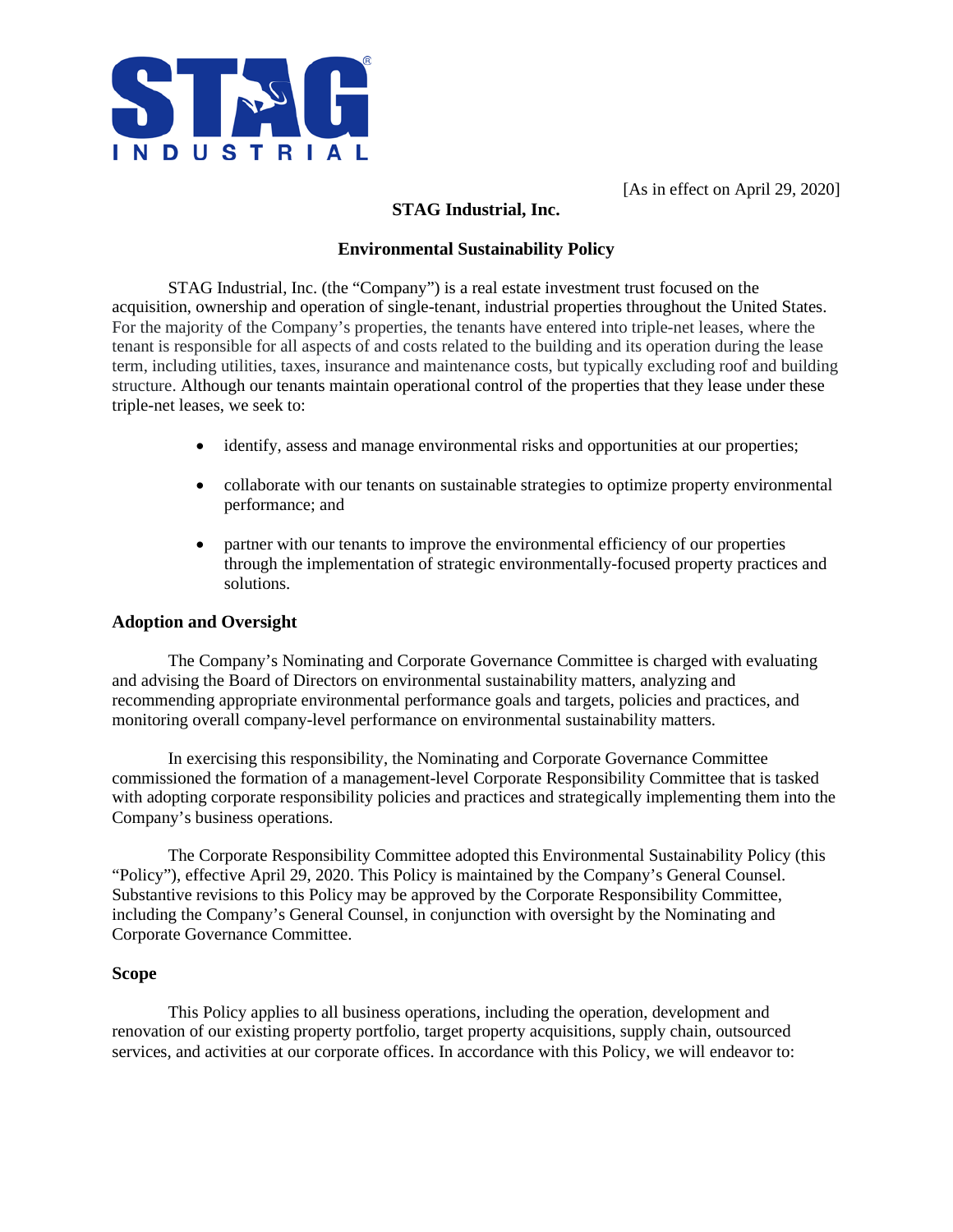[As in effect on April 29, 2020]

# STAG Industrial, Inc.

## Environmental Sustainability Policy

STAG Industrial, Inc. (the "Company") is a real estate investment trust focused on the acquisition, ownership and operation of single-tenant, industrial properties throughout the United States. For the majority of the Company's properties, the tenants have entered into triple-net leases, where the tenant is responsible for all aspects of and costs related to the building and its operation during the lease term, including utilities, taxes, insurance and maintenance costs, but typically excluding roof and building structure. Although our tenants maintain operational control of the properties that they lease under these triple-net leases, we seek to:

- identify, assess and manage environmental risks and opportunities at our properties;
- collaborate with our tenants on sustainable strategies to optimize property environmental performance; and
- partner with our tenants to improve the environmental efficiency of our properties through the implementation of strategic environmentally-focused property practices and solutions.

### Adoption and Oversight

The Company's Nominating and Corporate Governance Committee is charged with evaluating and advising the Board of Directors on environmental sustainability matters, analyzing and recommending appropriate environmental performance goals and targets, policies and practices, and monitoring overall company-level performance on environmental sustainability matters.

In exercising this responsibility, the Nominating and Corporate Governance Committee commissioned the formation of a management-level Corporate Responsibility Committee that is tasked with adopting corporate responsibility policies and practices and strategically implementing them into the Company's business operations.

The Corporate Responsibility Committee adopted this Environmental Sustainability Policy (this "Policy"), effective April 29, 2020. This Policy is maintained by the Company's General Counsel. Substantive revisions to this Policy may be approved by the Corporate Responsibility Committee, including the Company's General Counsel, in conjunction with oversight by the Nominating and Corporate Governance Committee.

### Scope

This Policy applies to all business operations, including the operation, development and renovation of our existing property portfolio, target property acquisitions, supply chain, outsourced services, and activities at our corporate offices. In accordance with this Policy, we will endeavor to: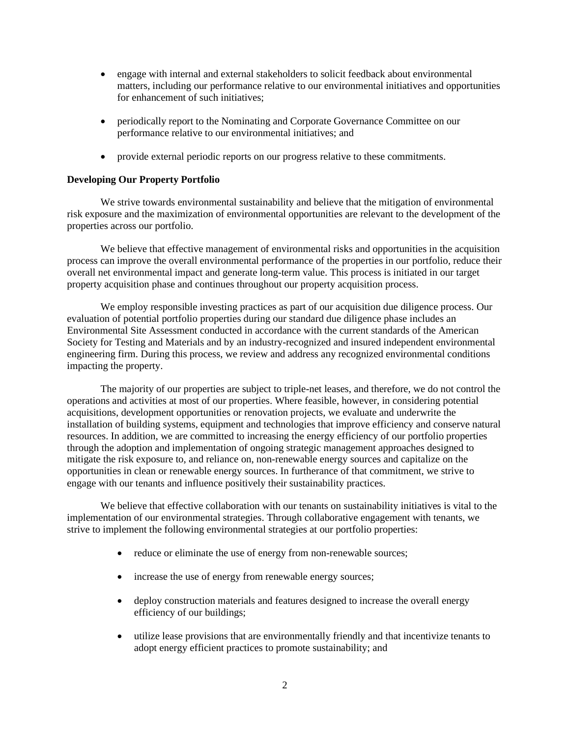- engage with internal and external stakeholders to solicit feedback about environmental matters, including our performance relative to our environmental initiatives and opportunities for enhancement of such initiatives;

- periodically report to the Nominating and Corporate Governance Committee on our performance relative to our environmental initiatives; and

- provide external periodic reports on our progress relative to these commitments.

**Developing Our Property Portfolio**

We strive towards environmental sustainability and believe that the mitigation of environmental risk exposure and the maximization of environmental opportunities are relevant to the development of the properties across our portfolio.

We believe that effective management of environmental risks and opportunities in the acquisition process can improve the overall environmental performance of the properties in our portfolio, reduce their overall net environmental impact and generate long-term value. This process is initiated in our target property acquisition phase and continues throughout our property acquisition process.

We employ responsible investing practices as part of our acquisition due diligence process. Our evaluation of potential portfolio properties during our standard due diligence phase includes an Environmental Site Assessment conducted in accordance with the current standards of the American Society for Testing and Materials and by an industry-recognized and insured independent environmental engineering firm. During this process, we review and address any recognized environmental conditions impacting the property.

The majority of our properties are subject to triple-net leases, and therefore, we do not control the operations and activities at most of our properties. Where feasible, however, in considering potential acquisitions, development opportunities or renovation projects, we evaluate and underwrite the installation of building systems, equipment and technologies that improve efficiency and conserve natural resources. In addition, we are committed to increasing the energy efficiency of our portfolio properties through the adoption and implementation of ongoing strategic management approaches designed to mitigate the risk exposure to, and reliance on, non-renewable energy sources and capitalize on the opportunities in clean or renewable energy sources. In furtherance of that commitment, we strive to engage with our tenants and influence positively their sustainability practices.

We believe that effective collaboration with our tenants on sustainability initiatives is vital to the implementation of our environmental strategies. Through collaborative engagement with tenants, we strive to implement the following environmental strategies at our portfolio properties:

- reduce or eliminate the use of energy from non-renewable sources;

- increase the use of energy from renewable energy sources;

- deploy construction materials and features designed to increase the overall energy efficiency of our buildings;

- utilize lease provisions that are environmentally friendly and that incentivize tenants to adopt energy efficient practices to promote sustainability; and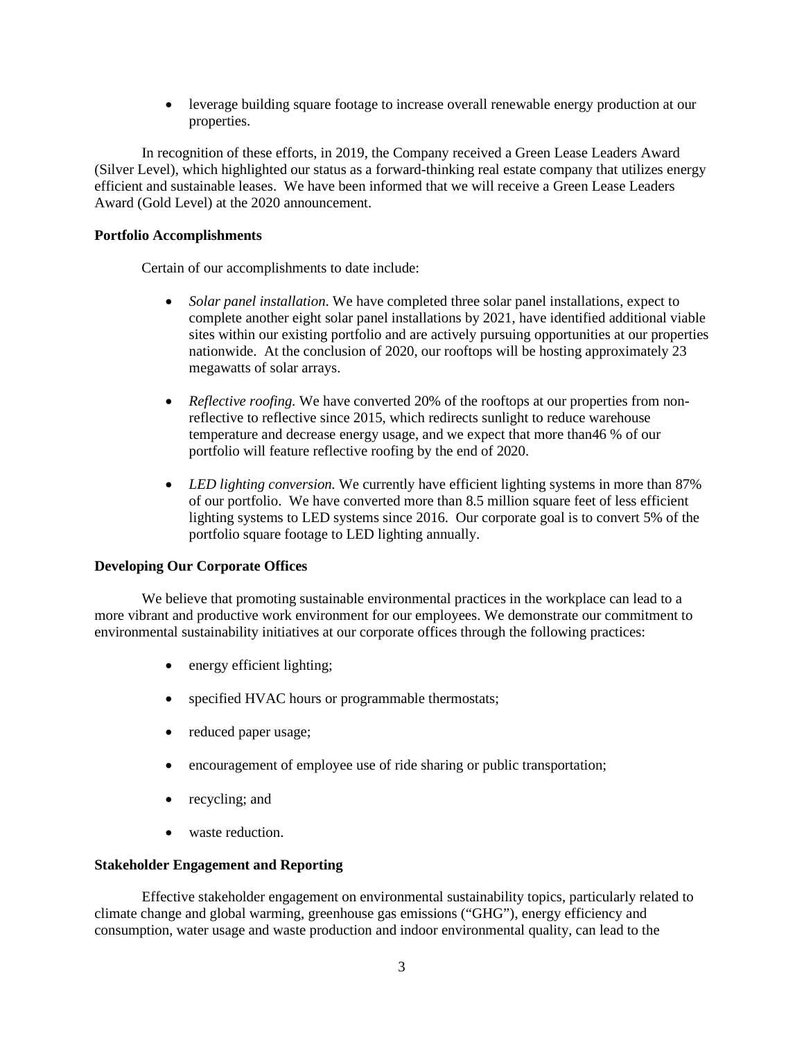- leverage building square footage to increase overall renewable energy production at our properties.

In recognition of these efforts, in 2019, the Company received a Green Lease Leaders Award (Silver Level), which highlighted our status as a forward-thinking real estate company that utilizes energy efficient and sustainable leases. We have been informed that we will receive a Green Lease Leaders Award (Gold Level) at the 2020 announcement.

**Portfolio Accomplishments**

Certain of our accomplishments to date include:

- *Solar panel installation*. We have completed three solar panel installations, expect to complete another eight solar panel installations by 2021, have identified additional viable sites within our existing portfolio and are actively pursuing opportunities at our properties nationwide. At the conclusion of 2020, our rooftops will be hosting approximately 23 megawatts of solar arrays.

- *Reflective roofing.* We have converted 20% of the rooftops at our properties from non-reflective to reflective since 2015, which redirects sunlight to reduce warehouse temperature and decrease energy usage, and we expect that more than46 % of our portfolio will feature reflective roofing by the end of 2020.

- *LED lighting conversion.* We currently have efficient lighting systems in more than 87% of our portfolio. We have converted more than 8.5 million square feet of less efficient lighting systems to LED systems since 2016. Our corporate goal is to convert 5% of the portfolio square footage to LED lighting annually.

**Developing Our Corporate Offices**

We believe that promoting sustainable environmental practices in the workplace can lead to a more vibrant and productive work environment for our employees. We demonstrate our commitment to environmental sustainability initiatives at our corporate offices through the following practices:

- energy efficient lighting;

- specified HVAC hours or programmable thermostats;

- reduced paper usage;

- encouragement of employee use of ride sharing or public transportation;

- recycling; and

- waste reduction.

**Stakeholder Engagement and Reporting**

Effective stakeholder engagement on environmental sustainability topics, particularly related to climate change and global warming, greenhouse gas emissions ("GHG"), energy efficiency and consumption, water usage and waste production and indoor environmental quality, can lead to the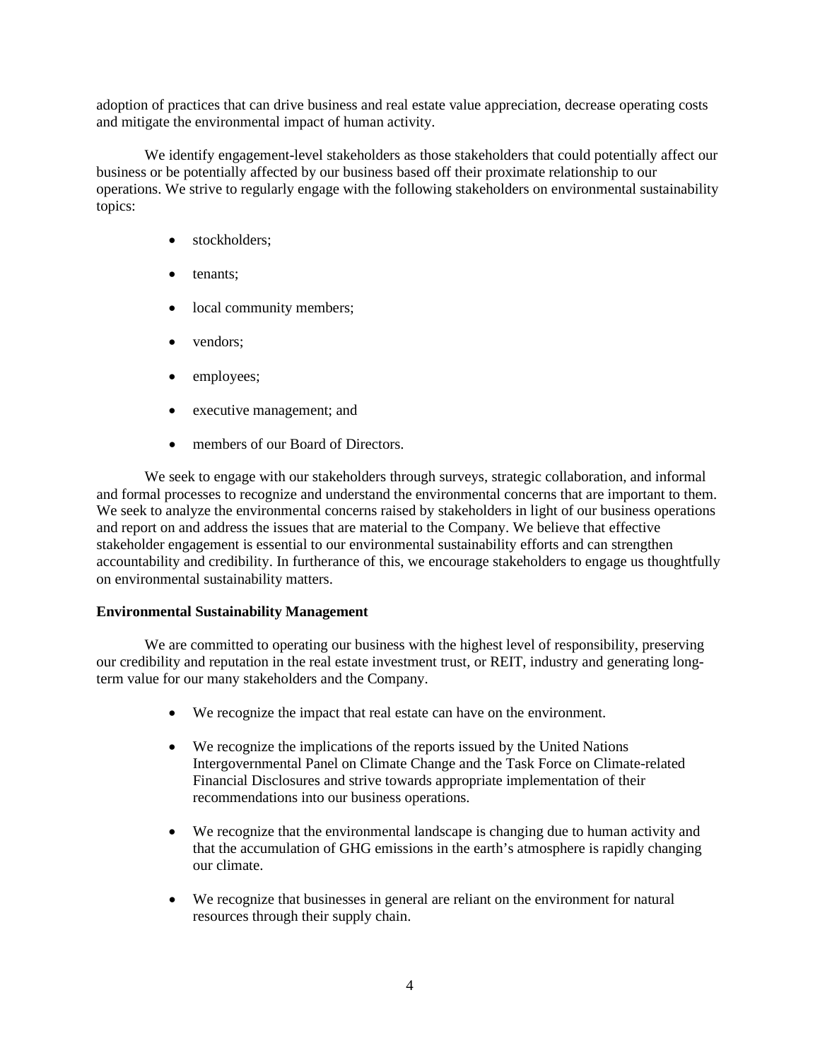adoption of practices that can drive business and real estate value appreciation, decrease operating costs and mitigate the environmental impact of human activity.

We identify engagement-level stakeholders as those stakeholders that could potentially affect our business or be potentially affected by our business based off their proximate relationship to our operations. We strive to regularly engage with the following stakeholders on environmental sustainability topics:

- stockholders;
- tenants;
- local community members;
- vendors;
- employees;
- executive management; and
- members of our Board of Directors.

We seek to engage with our stakeholders through surveys, strategic collaboration, and informal and formal processes to recognize and understand the environmental concerns that are important to them. We seek to analyze the environmental concerns raised by stakeholders in light of our business operations and report on and address the issues that are material to the Company. We believe that effective stakeholder engagement is essential to our environmental sustainability efforts and can strengthen accountability and credibility. In furtherance of this, we encourage stakeholders to engage us thoughtfully on environmental sustainability matters.

**Environmental Sustainability Management**

We are committed to operating our business with the highest level of responsibility, preserving our credibility and reputation in the real estate investment trust, or REIT, industry and generating long-term value for our many stakeholders and the Company.

- We recognize the impact that real estate can have on the environment.
- We recognize the implications of the reports issued by the United Nations Intergovernmental Panel on Climate Change and the Task Force on Climate-related Financial Disclosures and strive towards appropriate implementation of their recommendations into our business operations.
- We recognize that the environmental landscape is changing due to human activity and that the accumulation of GHG emissions in the earth's atmosphere is rapidly changing our climate.
- We recognize that businesses in general are reliant on the environment for natural resources through their supply chain.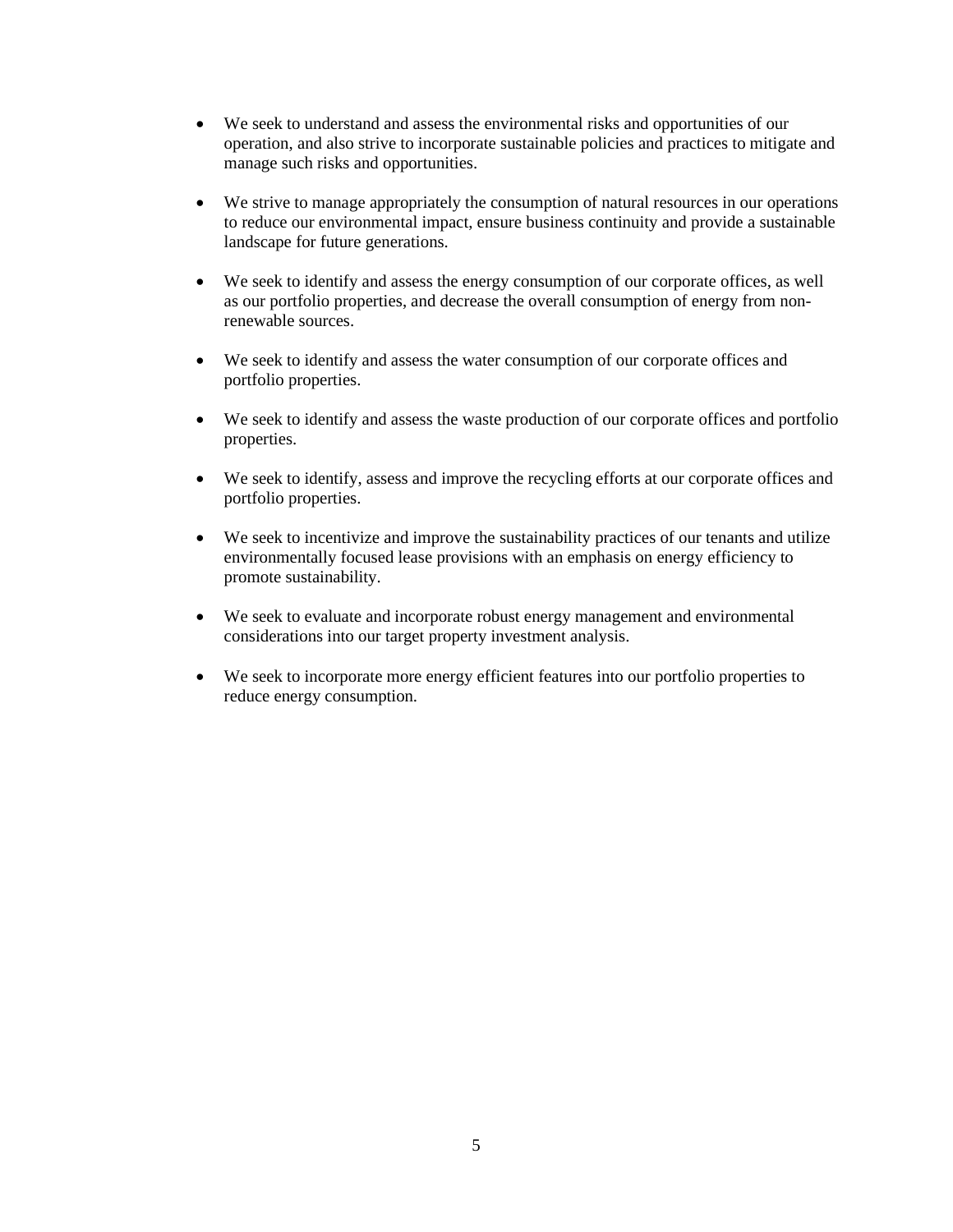- We seek to understand and assess the environmental risks and opportunities of our operation, and also strive to incorporate sustainable policies and practices to mitigate and manage such risks and opportunities.

- We strive to manage appropriately the consumption of natural resources in our operations to reduce our environmental impact, ensure business continuity and provide a sustainable landscape for future generations.

- We seek to identify and assess the energy consumption of our corporate offices, as well as our portfolio properties, and decrease the overall consumption of energy from non-renewable sources.

- We seek to identify and assess the water consumption of our corporate offices and portfolio properties.

- We seek to identify and assess the waste production of our corporate offices and portfolio properties.

- We seek to identify, assess and improve the recycling efforts at our corporate offices and portfolio properties.

- We seek to incentivize and improve the sustainability practices of our tenants and utilize environmentally focused lease provisions with an emphasis on energy efficiency to promote sustainability.

- We seek to evaluate and incorporate robust energy management and environmental considerations into our target property investment analysis.

- We seek to incorporate more energy efficient features into our portfolio properties to reduce energy consumption.